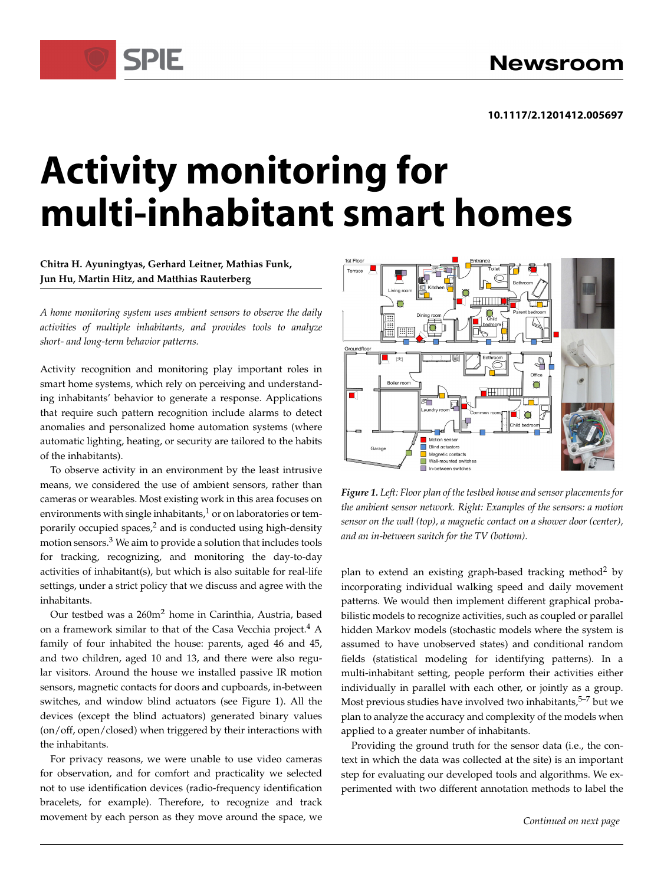10.1117/2.1201412.005697

# Activity monitoring for multi-inhabitant smart homes

**Chitra H. Ayuningtyas, Gerhard Leitner, Mathias Funk, Jun Hu, Martin Hitz, and Matthias Rauterberg**

*A home monitoring system uses ambient sensors to observe the daily activities of multiple inhabitants, and provides tools to analyze short- and long-term behavior patterns.*

Activity recognition and monitoring play important roles in smart home systems, which rely on perceiving and understanding inhabitants' behavior to generate a response. Applications that require such pattern recognition include alarms to detect anomalies and personalized home automation systems (where automatic lighting, heating, or security are tailored to the habits of the inhabitants).

To observe activity in an environment by the least intrusive means, we considered the use of ambient sensors, rather than cameras or wearables. Most existing work in this area focuses on environments with single inhabitants,[1] or on laboratories or temporarily occupied spaces,[2] and is conducted using high-density motion sensors.[3] We aim to provide a solution that includes tools for tracking, recognizing, and monitoring the day-to-day activities of inhabitant(s), but which is also suitable for real-life settings, under a strict policy that we discuss and agree with the inhabitants.

Our testbed was a 260m$^2$ home in Carinthia, Austria, based on a framework similar to that of the Casa Vecchia project.[4] A family of four inhabited the house: parents, aged 46 and 45, and two children, aged 10 and 13, and there were also regular visitors. Around the house we installed passive IR motion sensors, magnetic contacts for doors and cupboards, in-between switches, and window blind actuators (see Figure 1). All the devices (except the blind actuators) generated binary values (on/off, open/closed) when triggered by their interactions with the inhabitants.

For privacy reasons, we were unable to use video cameras for observation, and for comfort and practicality we selected not to use identification devices (radio-frequency identification bracelets, for example). Therefore, to recognize and track movement by each person as they move around the space, we plan to extend an existing graph-based tracking method[2] by incorporating individual walking speed and daily movement patterns. We would then implement different graphical probabilistic models to recognize activities, such as coupled or parallel hidden Markov models (stochastic models where the system is assumed to have unobserved states) and conditional random fields (statistical modeling for identifying patterns). In a multi-inhabitant setting, people perform their activities either individually in parallel with each other, or jointly as a group. Most previous studies have involved two inhabitants,[5–7] but we plan to analyze the accuracy and complexity of the models when applied to a greater number of inhabitants.

*Figure 1. Left: Floor plan of the testbed house and sensor placements for the ambient sensor network. Right: Examples of the sensors: a motion sensor on the wall (top), a magnetic contact on a shower door (center), and an in-between switch for the TV (bottom).*

Providing the ground truth for the sensor data (i.e., the context in which the data was collected at the site) is an important step for evaluating our developed tools and algorithms. We experimented with two different annotation methods to label the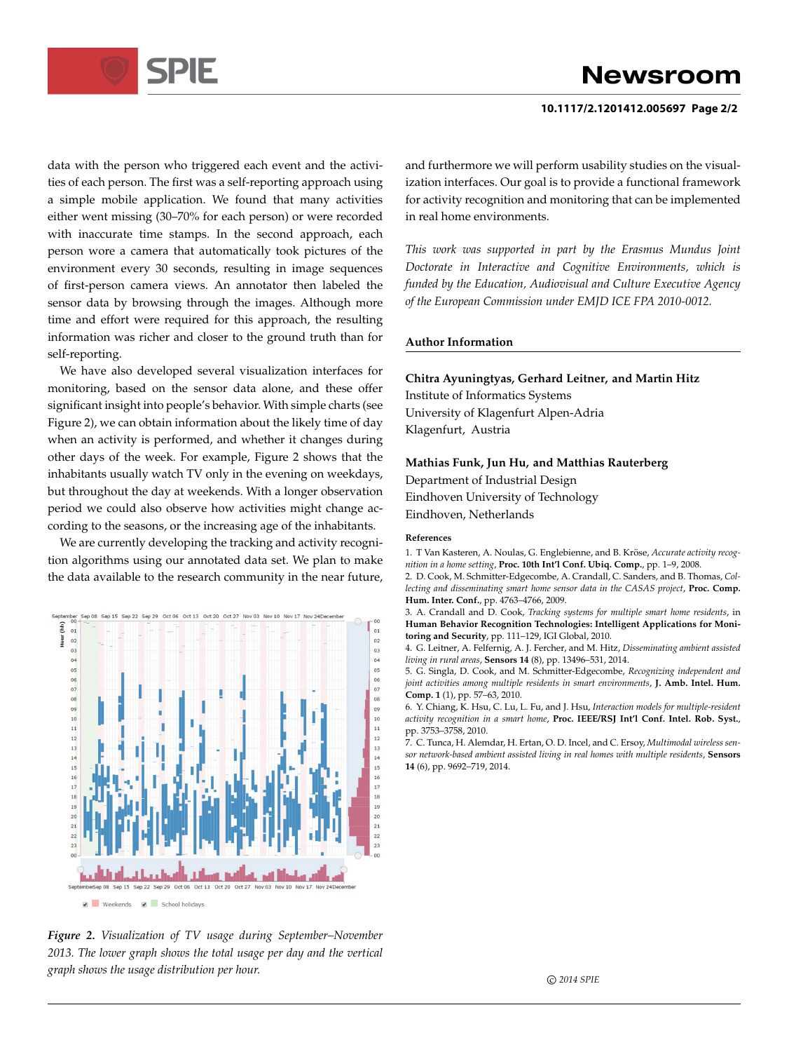data with the person who triggered each event and the activities of each person. The first was a self-reporting approach using a simple mobile application. We found that many activities either went missing (30–70% for each person) or were recorded with inaccurate time stamps. In the second approach, each person wore a camera that automatically took pictures of the environment every 30 seconds, resulting in image sequences of first-person camera views. An annotator then labeled the sensor data by browsing through the images. Although more time and effort were required for this approach, the resulting information was richer and closer to the ground truth than for self-reporting.

We have also developed several visualization interfaces for monitoring, based on the sensor data alone, and these offer significant insight into people's behavior. With simple charts (see Figure 2), we can obtain information about the likely time of day when an activity is performed, and whether it changes during other days of the week. For example, Figure 2 shows that the inhabitants usually watch TV only in the evening on weekdays, but throughout the day at weekends. With a longer observation period we could also observe how activities might change according to the seasons, or the increasing age of the inhabitants.

We are currently developing the tracking and activity recognition algorithms using our annotated data set. We plan to make the data available to the research community in the near future,

September Sep 08 Sep 15 Sep 22 Sep 29 Oct 06 Oct 13 Oct 20 Oct 27 Nov 03 Nov 10 Nov 17 Nov 24 December

Hour (hh)

00 01 02 03 04 05 06 07 08 09 10 11 12 13 14 15 16 17 18 19 20 21 22 23 00

Weekends

School holidays

*Figure 2. Visualization of TV usage during September–November 2013. The lower graph shows the total usage per day and the vertical graph shows the usage distribution per hour.*

and furthermore we will perform usability studies on the visualization interfaces. Our goal is to provide a functional framework for activity recognition and monitoring that can be implemented in real home environments.

*This work was supported in part by the Erasmus Mundus Joint Doctorate in Interactive and Cognitive Environments, which is funded by the Education, Audiovisual and Culture Executive Agency of the European Commission under EMJD ICE FPA 2010-0012.*

## Author Information

**Chitra Ayuningtyas, Gerhard Leitner, and Martin Hitz**
Institute of Informatics Systems
University of Klagenfurt Alpen-Adria
Klagenfurt, Austria

**Mathias Funk, Jun Hu, and Matthias Rauterberg**
Department of Industrial Design
Eindhoven University of Technology
Eindhoven, Netherlands

### References

1. T Van Kasteren, A. Noulas, G. Englebienne, and B. Kröse, *Accurate activity recognition in a home setting*, **Proc. 10th Int'l Conf. Ubiq. Comp.**, pp. 1–9, 2008.
2. D. Cook, M. Schmitter-Edgecombe, A. Crandall, C. Sanders, and B. Thomas, *Collecting and disseminating smart home sensor data in the CASAS project*, **Proc. Comp. Hum. Inter. Conf.**, pp. 4763–4766, 2009.
3. A. Crandall and D. Cook, *Tracking systems for multiple smart home residents*, in **Human Behavior Recognition Technologies: Intelligent Applications for Monitoring and Security**, pp. 111–129, IGI Global, 2010.
4. G. Leitner, A. Felfernig, A. J. Fercher, and M. Hitz, *Disseminating ambient assisted living in rural areas*, **Sensors 14** (8), pp. 13496–531, 2014.
5. G. Singla, D. Cook, and M. Schmitter-Edgecombe, *Recognizing independent and joint activities among multiple residents in smart environments*, **J. Amb. Intel. Hum. Comp. 1** (1), pp. 57–63, 2010.
6. Y. Chiang, K. Hsu, C. Lu, L. Fu, and J. Hsu, *Interaction models for multiple-resident activity recognition in a smart home*, **Proc. IEEE/RSJ Int'l Conf. Intel. Rob. Syst.**, pp. 3753–3758, 2010.
7. C. Tunca, H. Alemdar, H. Ertan, O. D. Incel, and C. Ersoy, *Multimodal wireless sensor network-based ambient assisted living in real homes with multiple residents*, **Sensors 14** (6), pp. 9692–719, 2014.

© 2014 SPIE